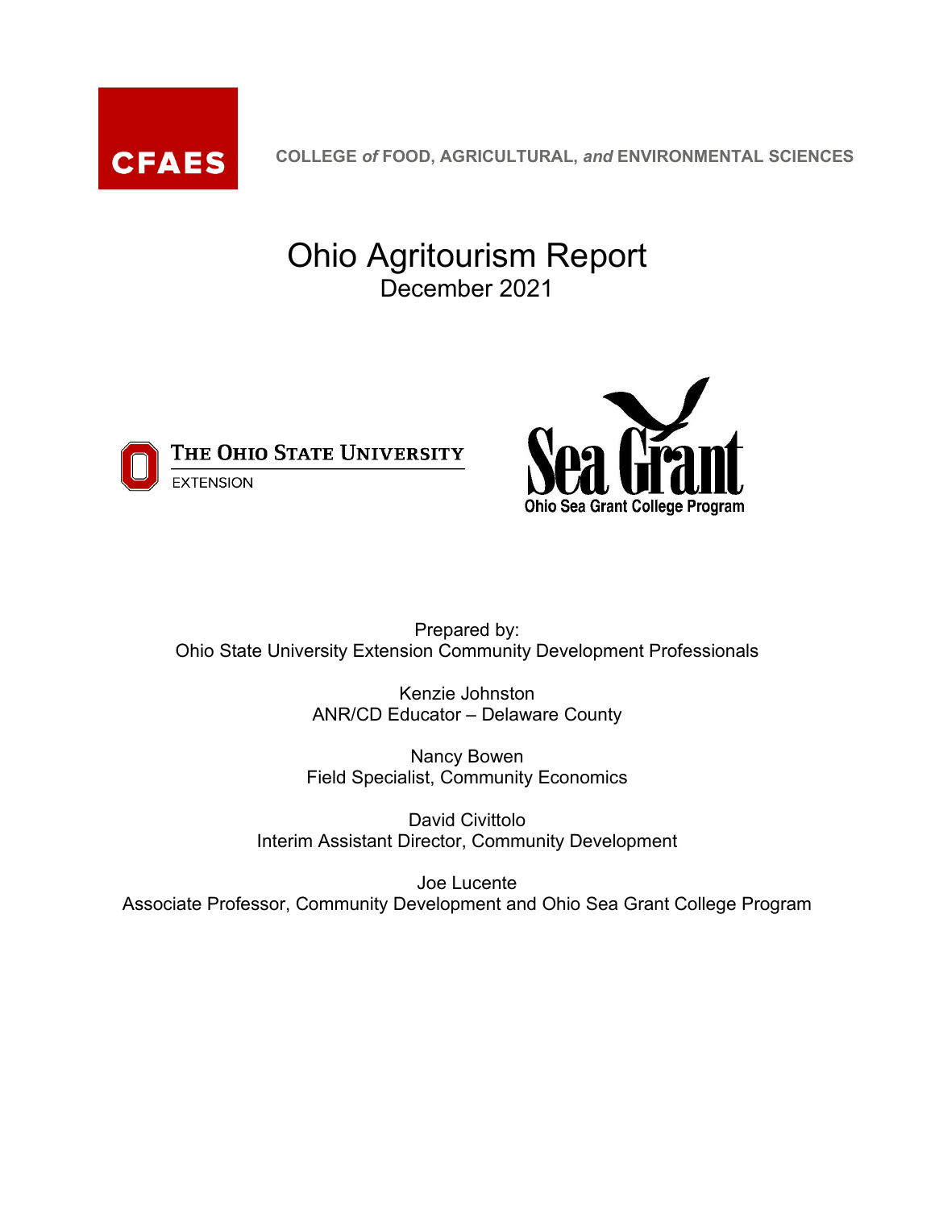CFAES

COLLEGE *of* FOOD, AGRICULTURAL, *and* ENVIRONMENTAL SCIENCES

# Ohio Agritourism Report

December 2021

THE OHIO STATE UNIVERSITY
EXTENSION

Sea Grant
Ohio Sea Grant College Program

Prepared by:
Ohio State University Extension Community Development Professionals

Kenzie Johnston
ANR/CD Educator – Delaware County

Nancy Bowen
Field Specialist, Community Economics

David Civittolo
Interim Assistant Director, Community Development

Joe Lucente
Associate Professor, Community Development and Ohio Sea Grant College Program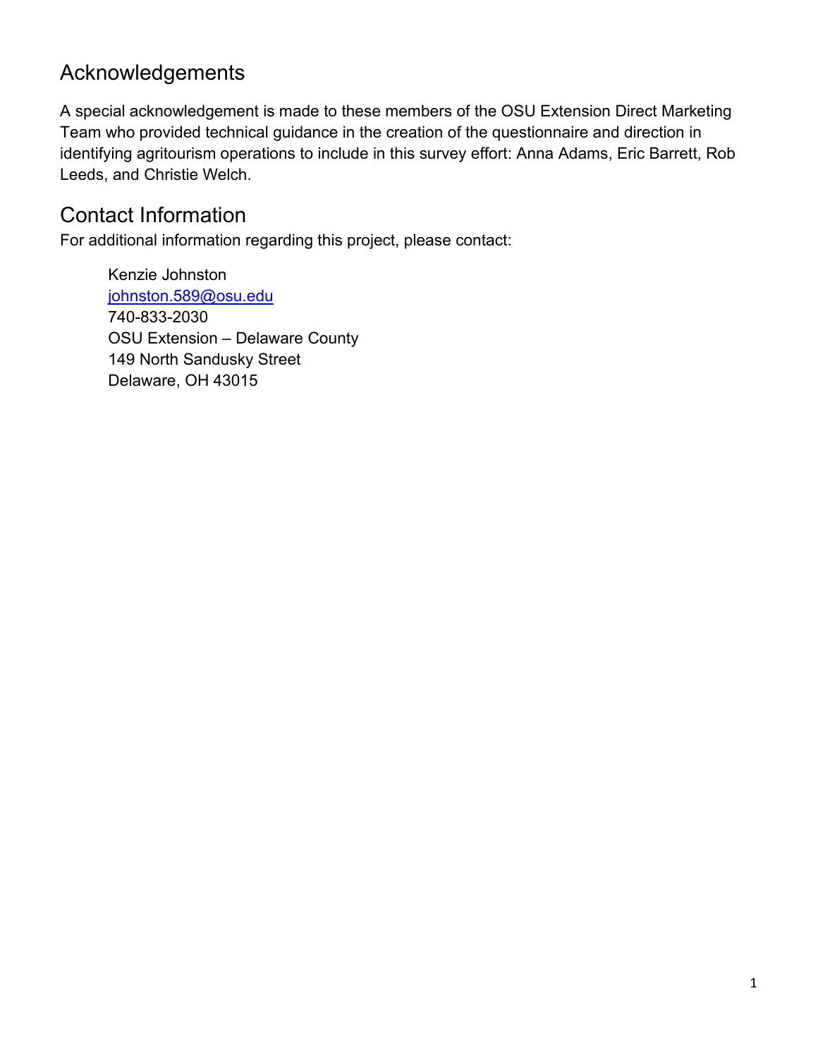## Acknowledgements

A special acknowledgement is made to these members of the OSU Extension Direct Marketing Team who provided technical guidance in the creation of the questionnaire and direction in identifying agritourism operations to include in this survey effort: Anna Adams, Eric Barrett, Rob Leeds, and Christie Welch.

## Contact Information

For additional information regarding this project, please contact:

Kenzie Johnston
johnston.589@osu.edu
740-833-2030
OSU Extension – Delaware County
149 North Sandusky Street
Delaware, OH 43015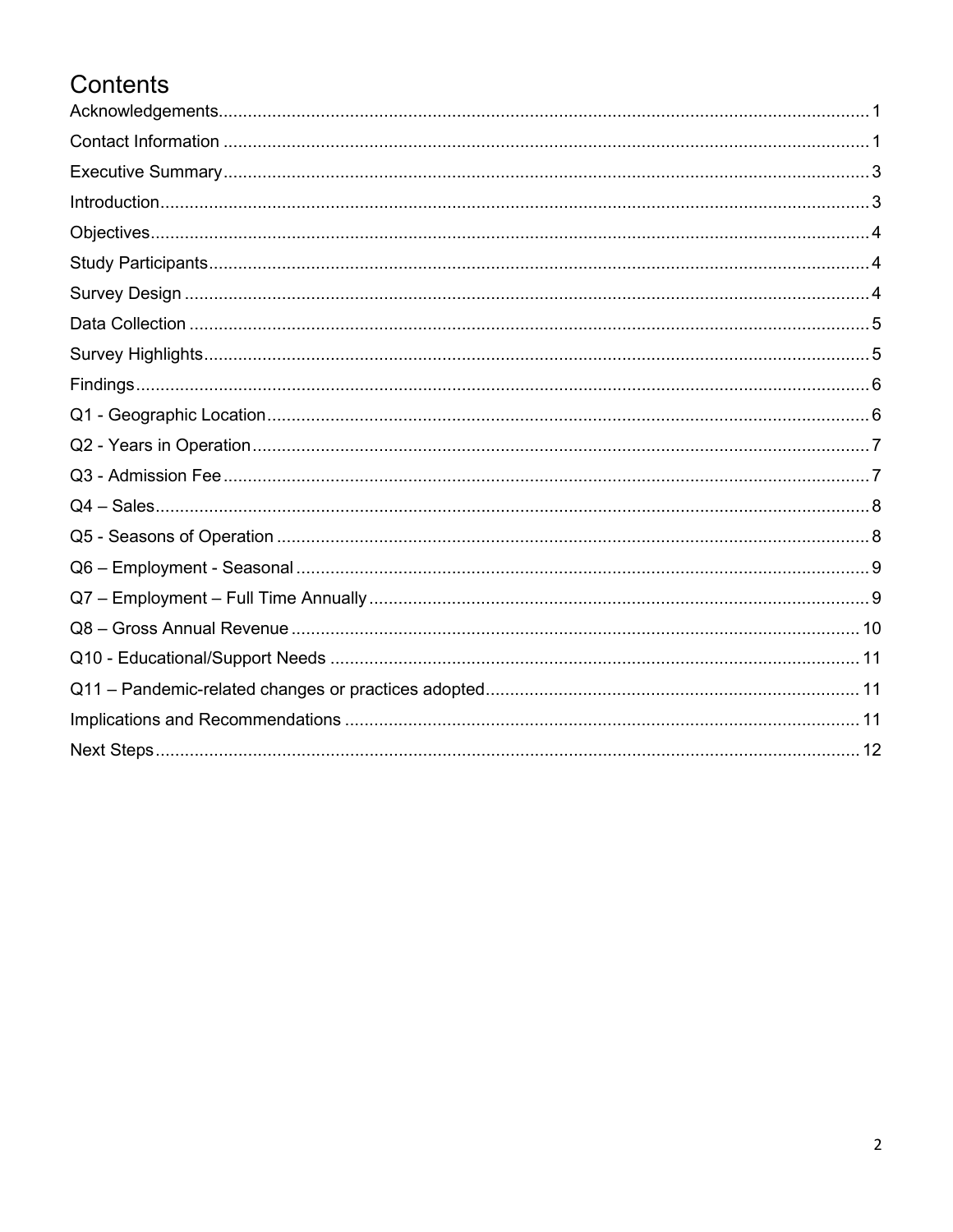# Contents

Acknowledgements....................................................................................................................1
Contact Information ...................................................................................................................1
Executive Summary...................................................................................................................3
Introduction...............................................................................................................................3
Objectives.................................................................................................................................4
Study Participants......................................................................................................................4
Survey Design ..........................................................................................................................4
Data Collection .........................................................................................................................5
Survey Highlights.......................................................................................................................5
Findings....................................................................................................................................6
Q1 - Geographic Location..........................................................................................................6
Q2 - Years in Operation.............................................................................................................7
Q3 - Admission Fee ...................................................................................................................7
Q4 – Sales................................................................................................................................8
Q5 - Seasons of Operation ........................................................................................................8
Q6 – Employment - Seasonal ....................................................................................................9
Q7 – Employment – Full Time Annually .....................................................................................9
Q8 – Gross Annual Revenue ....................................................................................................10
Q10 - Educational/Support Needs ............................................................................................11
Q11 – Pandemic-related changes or practices adopted............................................................11
Implications and Recommendations .........................................................................................11
Next Steps...............................................................................................................................12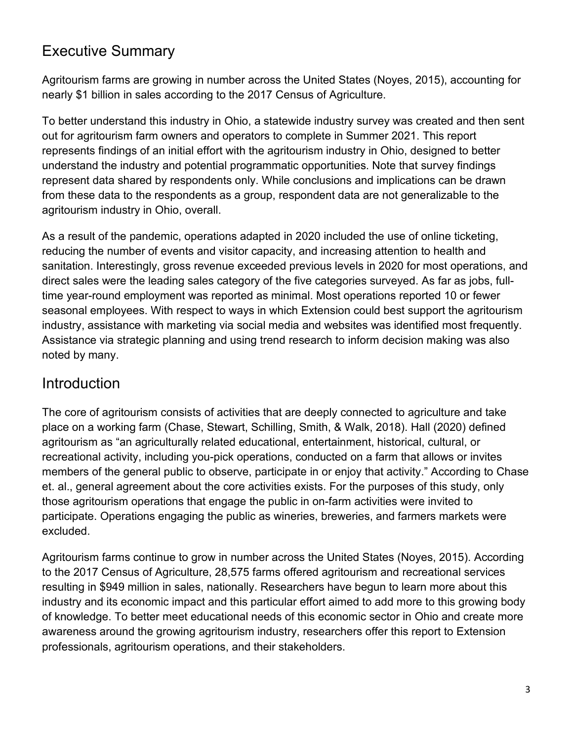## Executive Summary

Agritourism farms are growing in number across the United States (Noyes, 2015), accounting for nearly $1 billion in sales according to the 2017 Census of Agriculture.

To better understand this industry in Ohio, a statewide industry survey was created and then sent out for agritourism farm owners and operators to complete in Summer 2021. This report represents findings of an initial effort with the agritourism industry in Ohio, designed to better understand the industry and potential programmatic opportunities. Note that survey findings represent data shared by respondents only. While conclusions and implications can be drawn from these data to the respondents as a group, respondent data are not generalizable to the agritourism industry in Ohio, overall.

As a result of the pandemic, operations adapted in 2020 included the use of online ticketing, reducing the number of events and visitor capacity, and increasing attention to health and sanitation. Interestingly, gross revenue exceeded previous levels in 2020 for most operations, and direct sales were the leading sales category of the five categories surveyed. As far as jobs, full-time year-round employment was reported as minimal. Most operations reported 10 or fewer seasonal employees. With respect to ways in which Extension could best support the agritourism industry, assistance with marketing via social media and websites was identified most frequently. Assistance via strategic planning and using trend research to inform decision making was also noted by many.

## Introduction

The core of agritourism consists of activities that are deeply connected to agriculture and take place on a working farm (Chase, Stewart, Schilling, Smith, & Walk, 2018). Hall (2020) defined agritourism as "an agriculturally related educational, entertainment, historical, cultural, or recreational activity, including you-pick operations, conducted on a farm that allows or invites members of the general public to observe, participate in or enjoy that activity." According to Chase et. al., general agreement about the core activities exists. For the purposes of this study, only those agritourism operations that engage the public in on-farm activities were invited to participate. Operations engaging the public as wineries, breweries, and farmers markets were excluded.

Agritourism farms continue to grow in number across the United States (Noyes, 2015). According to the 2017 Census of Agriculture, 28,575 farms offered agritourism and recreational services resulting in $949 million in sales, nationally. Researchers have begun to learn more about this industry and its economic impact and this particular effort aimed to add more to this growing body of knowledge. To better meet educational needs of this economic sector in Ohio and create more awareness around the growing agritourism industry, researchers offer this report to Extension professionals, agritourism operations, and their stakeholders.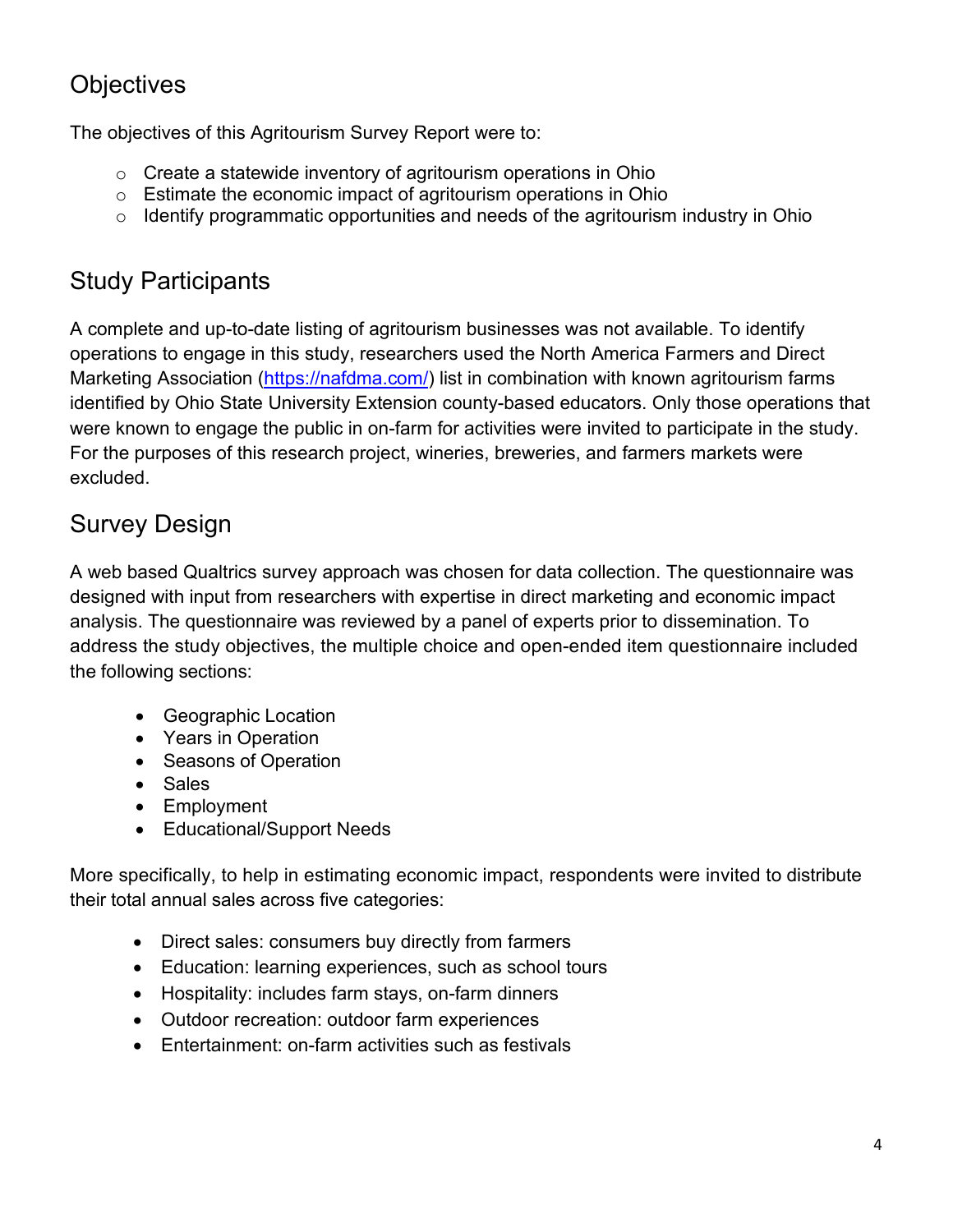## Objectives

The objectives of this Agritourism Survey Report were to:

- Create a statewide inventory of agritourism operations in Ohio
- Estimate the economic impact of agritourism operations in Ohio
- Identify programmatic opportunities and needs of the agritourism industry in Ohio

## Study Participants

A complete and up-to-date listing of agritourism businesses was not available. To identify operations to engage in this study, researchers used the North America Farmers and Direct Marketing Association ([https://nafdma.com/](https://nafdma.com/)) list in combination with known agritourism farms identified by Ohio State University Extension county-based educators. Only those operations that were known to engage the public in on-farm for activities were invited to participate in the study. For the purposes of this research project, wineries, breweries, and farmers markets were excluded.

## Survey Design

A web based Qualtrics survey approach was chosen for data collection. The questionnaire was designed with input from researchers with expertise in direct marketing and economic impact analysis. The questionnaire was reviewed by a panel of experts prior to dissemination. To address the study objectives, the multiple choice and open-ended item questionnaire included the following sections:

- Geographic Location
- Years in Operation
- Seasons of Operation
- Sales
- Employment
- Educational/Support Needs

More specifically, to help in estimating economic impact, respondents were invited to distribute their total annual sales across five categories:

- Direct sales: consumers buy directly from farmers
- Education: learning experiences, such as school tours
- Hospitality: includes farm stays, on-farm dinners
- Outdoor recreation: outdoor farm experiences
- Entertainment: on-farm activities such as festivals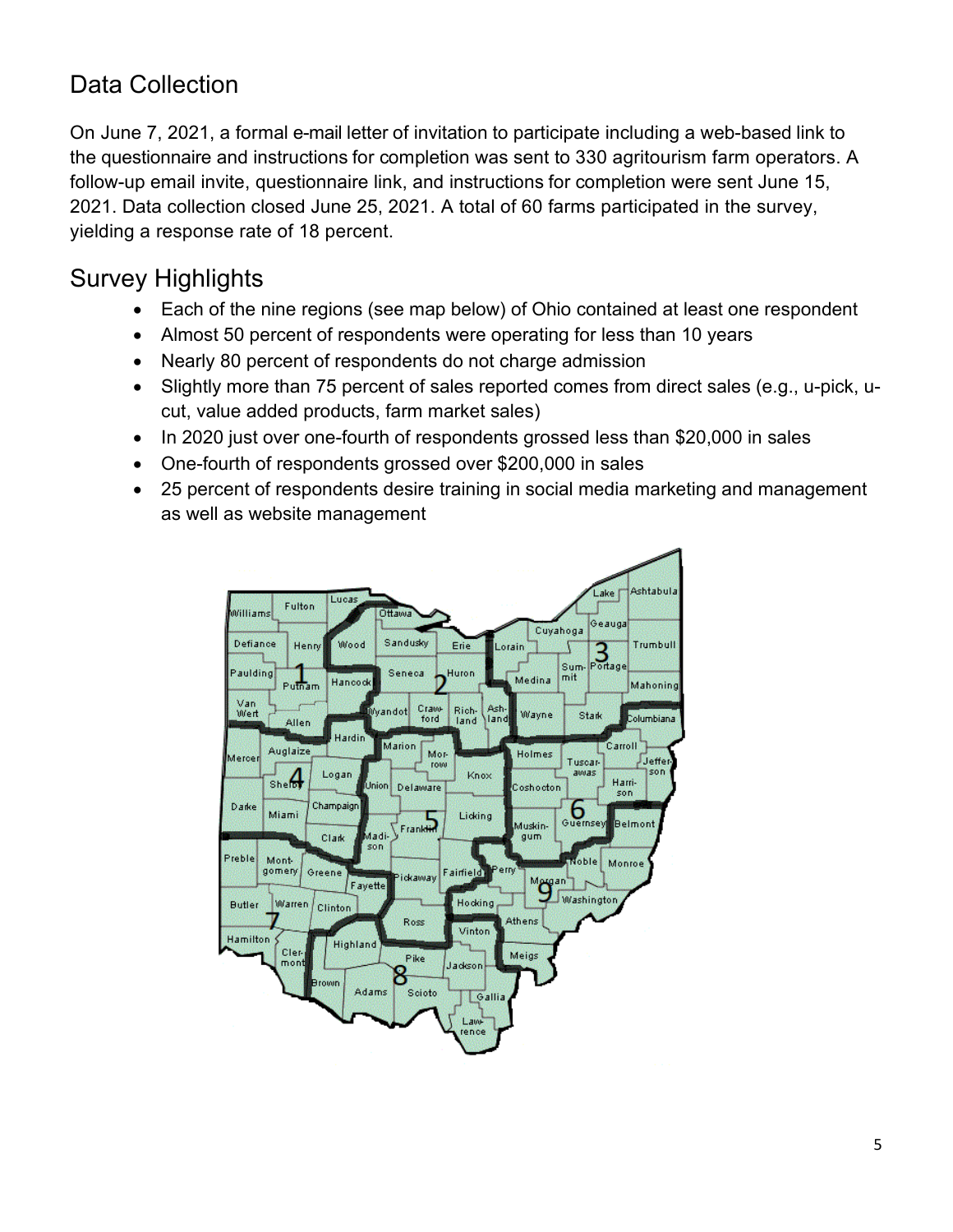## Data Collection

On June 7, 2021, a formal e-mail letter of invitation to participate including a web-based link to the questionnaire and instructions for completion was sent to 330 agritourism farm operators. A follow-up email invite, questionnaire link, and instructions for completion were sent June 15, 2021. Data collection closed June 25, 2021. A total of 60 farms participated in the survey, yielding a response rate of 18 percent.

## Survey Highlights

- Each of the nine regions (see map below) of Ohio contained at least one respondent
- Almost 50 percent of respondents were operating for less than 10 years
- Nearly 80 percent of respondents do not charge admission
- Slightly more than 75 percent of sales reported comes from direct sales (e.g., u-pick, u-cut, value added products, farm market sales)
- In 2020 just over one-fourth of respondents grossed less than $20,000 in sales
- One-fourth of respondents grossed over $200,000 in sales
- 25 percent of respondents desire training in social media marketing and management as well as website management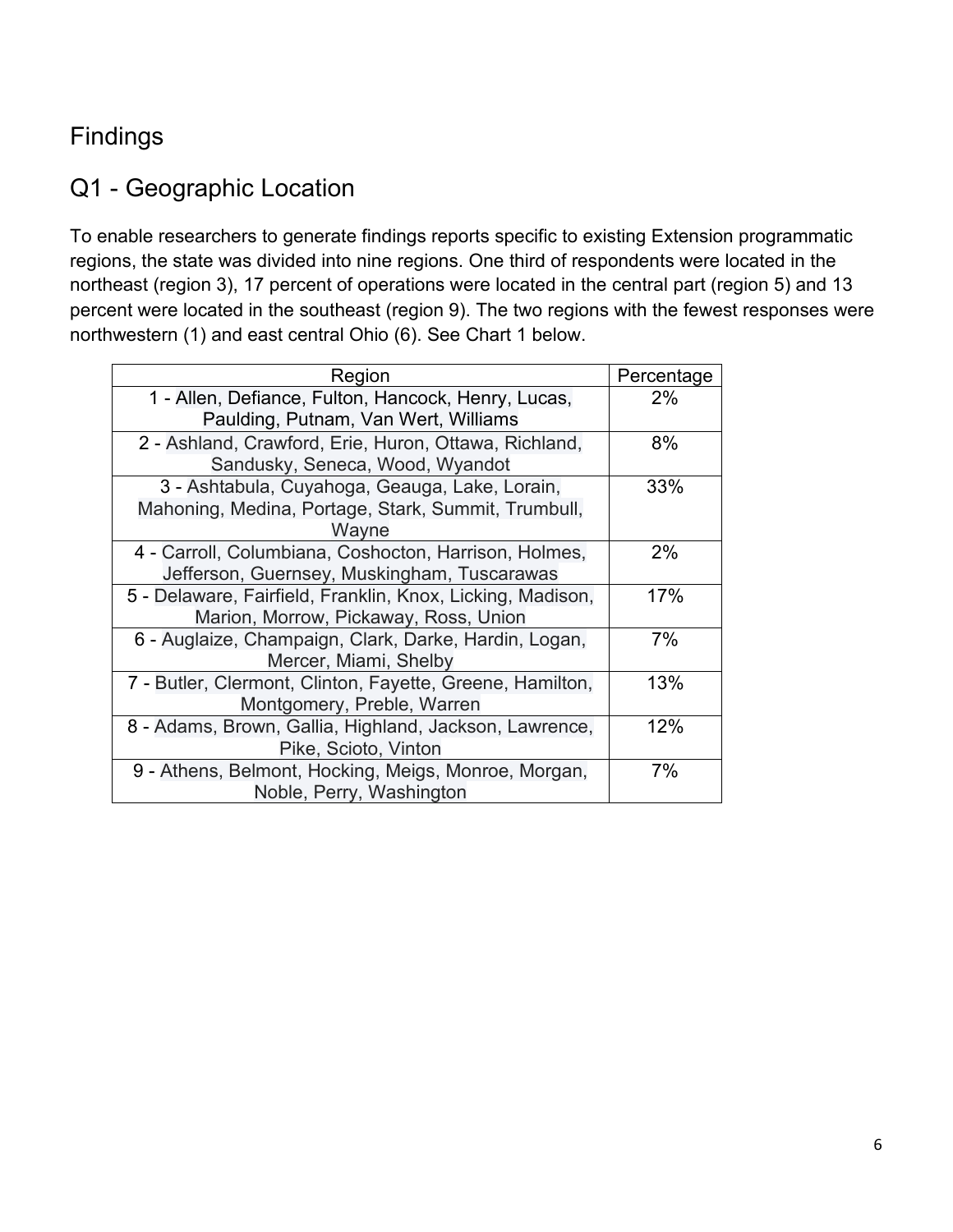# Findings

## Q1 - Geographic Location

To enable researchers to generate findings reports specific to existing Extension programmatic regions, the state was divided into nine regions. One third of respondents were located in the northeast (region 3), 17 percent of operations were located in the central part (region 5) and 13 percent were located in the southeast (region 9). The two regions with the fewest responses were northwestern (1) and east central Ohio (6). See Chart 1 below.

| Region | Percentage |
|---|---|
| 1 - Allen, Defiance, Fulton, Hancock, Henry, Lucas, Paulding, Putnam, Van Wert, Williams | 2% |
| 2 - Ashland, Crawford, Erie, Huron, Ottawa, Richland, Sandusky, Seneca, Wood, Wyandot | 8% |
| 3 - Ashtabula, Cuyahoga, Geauga, Lake, Lorain, Mahoning, Medina, Portage, Stark, Summit, Trumbull, Wayne | 33% |
| 4 - Carroll, Columbiana, Coshocton, Harrison, Holmes, Jefferson, Guernsey, Muskingham, Tuscarawas | 2% |
| 5 - Delaware, Fairfield, Franklin, Knox, Licking, Madison, Marion, Morrow, Pickaway, Ross, Union | 17% |
| 6 - Auglaize, Champaign, Clark, Darke, Hardin, Logan, Mercer, Miami, Shelby | 7% |
| 7 - Butler, Clermont, Clinton, Fayette, Greene, Hamilton, Montgomery, Preble, Warren | 13% |
| 8 - Adams, Brown, Gallia, Highland, Jackson, Lawrence, Pike, Scioto, Vinton | 12% |
| 9 - Athens, Belmont, Hocking, Meigs, Monroe, Morgan, Noble, Perry, Washington | 7% |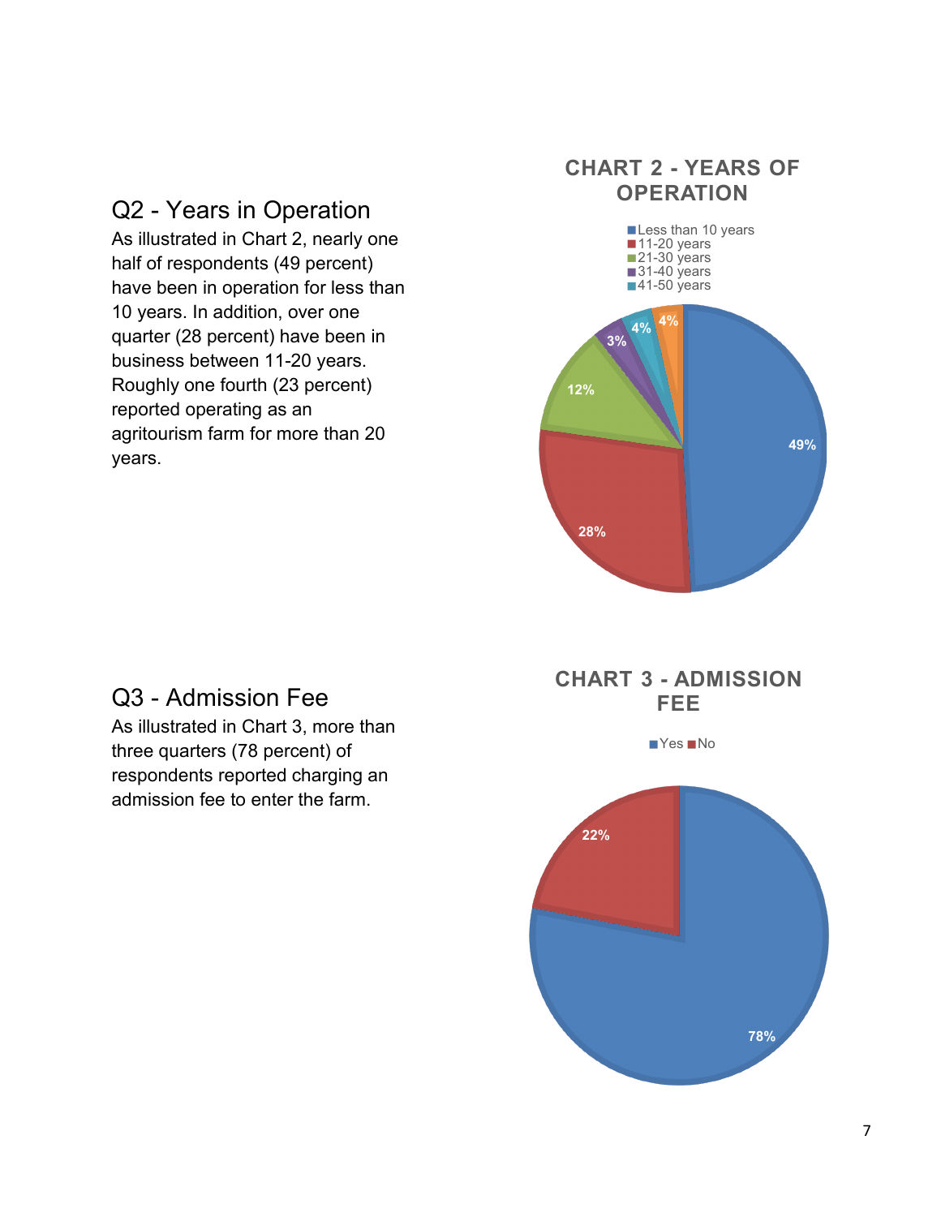## Q2 - Years in Operation

As illustrated in Chart 2, nearly one half of respondents (49 percent) have been in operation for less than 10 years. In addition, over one quarter (28 percent) have been in business between 11-20 years. Roughly one fourth (23 percent) reported operating as an agritourism farm for more than 20 years.

**CHART 2 - YEARS OF OPERATION**

| Years of Operation | Percent |
| --- | --- |
| Less than 10 years | 49% |
| 11-20 years | 28% |
| 21-30 years | 12% |
| 31-40 years | 3% |
| 41-50 years | 4% |
| (unlabeled) | 4% |

## Q3 - Admission Fee

As illustrated in Chart 3, more than three quarters (78 percent) of respondents reported charging an admission fee to enter the farm.

**CHART 3 - ADMISSION FEE**

| Response | Percent |
| --- | --- |
| Yes | 78% |
| No | 22% |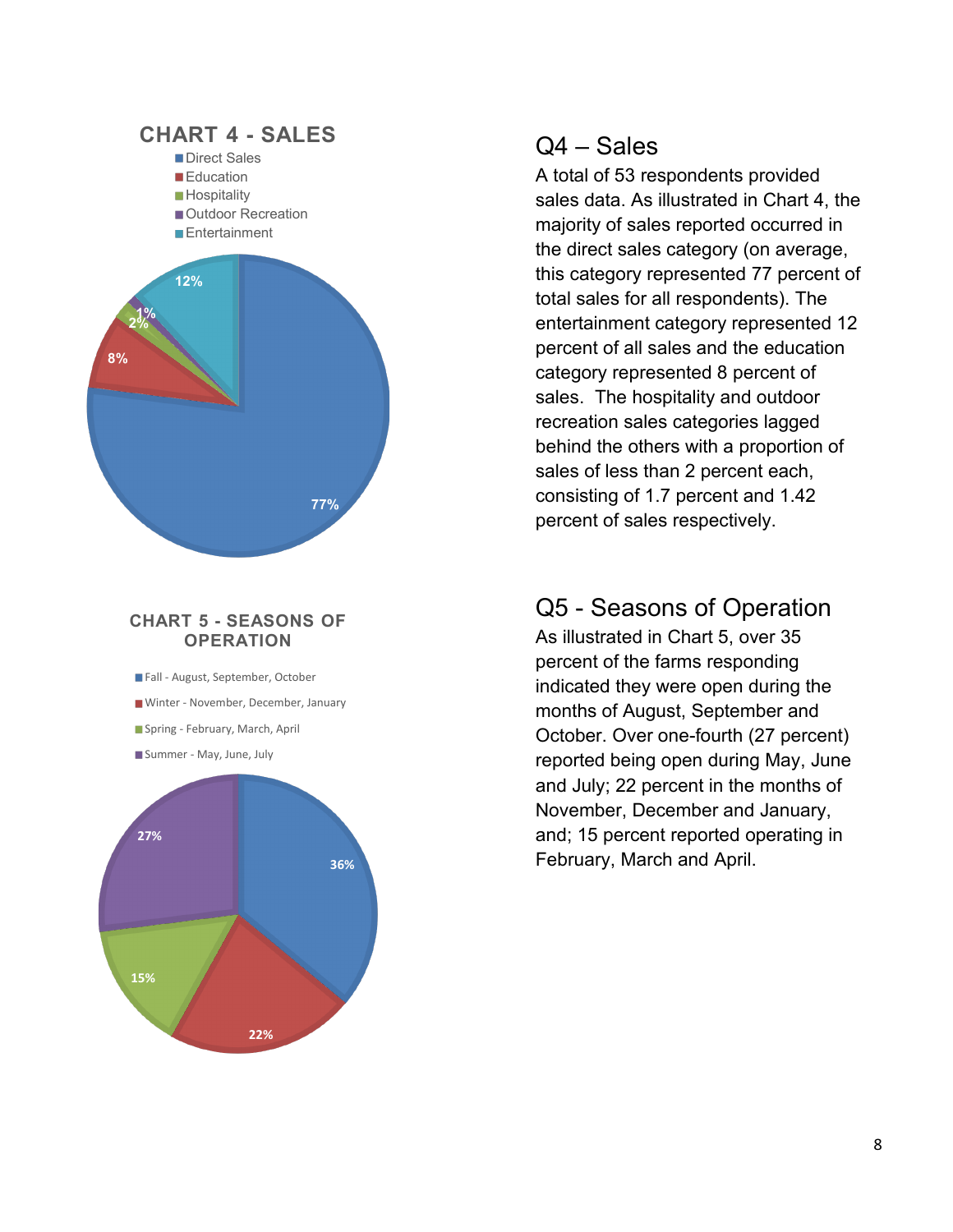## CHART 4 - SALES

- Direct Sales
- Education
- Hospitality
- Outdoor Recreation
- Entertainment

77%, 8%, 2%, 1%, 12%

## Q4 – Sales

A total of 53 respondents provided sales data. As illustrated in Chart 4, the majority of sales reported occurred in the direct sales category (on average, this category represented 77 percent of total sales for all respondents). The entertainment category represented 12 percent of all sales and the education category represented 8 percent of sales. The hospitality and outdoor recreation sales categories lagged behind the others with a proportion of sales of less than 2 percent each, consisting of 1.7 percent and 1.42 percent of sales respectively.

## CHART 5 - SEASONS OF OPERATION

- Fall - August, September, October
- Winter - November, December, January
- Spring - February, March, April
- Summer - May, June, July

36%, 22%, 15%, 27%

## Q5 - Seasons of Operation

As illustrated in Chart 5, over 35 percent of the farms responding indicated they were open during the months of August, September and October. Over one-fourth (27 percent) reported being open during May, June and July; 22 percent in the months of November, December and January, and; 15 percent reported operating in February, March and April.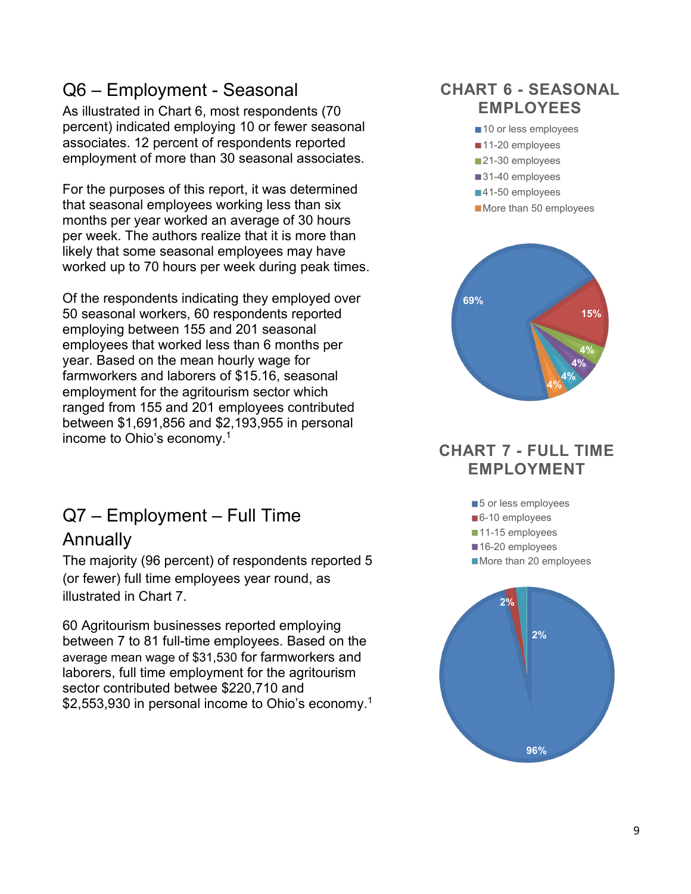## Q6 – Employment - Seasonal

As illustrated in Chart 6, most respondents (70 percent) indicated employing 10 or fewer seasonal associates. 12 percent of respondents reported employment of more than 30 seasonal associates.

For the purposes of this report, it was determined that seasonal employees working less than six months per year worked an average of 30 hours per week. The authors realize that it is more than likely that some seasonal employees may have worked up to 70 hours per week during peak times.

Of the respondents indicating they employed over 50 seasonal workers, 60 respondents reported employing between 155 and 201 seasonal employees that worked less than 6 months per year. Based on the mean hourly wage for farmworkers and laborers of $15.16, seasonal employment for the agritourism sector which ranged from 155 and 201 employees contributed between $1,691,856 and $2,193,955 in personal income to Ohio's economy.[1]

**CHART 6 - SEASONAL EMPLOYEES**

- 10 or less employees
- 11-20 employees
- 21-30 employees
- 31-40 employees
- 41-50 employees
- More than 50 employees

69% | 15% | 4% | 4% | 4% | 4%

## Q7 – Employment – Full Time Annually

The majority (96 percent) of respondents reported 5 (or fewer) full time employees year round, as illustrated in Chart 7.

60 Agritourism businesses reported employing between 7 to 81 full-time employees. Based on the average mean wage of $31,530 for farmworkers and laborers, full time employment for the agritourism sector contributed betwee $220,710 and $2,553,930 in personal income to Ohio's economy.[1]

**CHART 7 - FULL TIME EMPLOYMENT**

- 5 or less employees
- 6-10 employees
- 11-15 employees
- 16-20 employees
- More than 20 employees

96% | 2% | 2%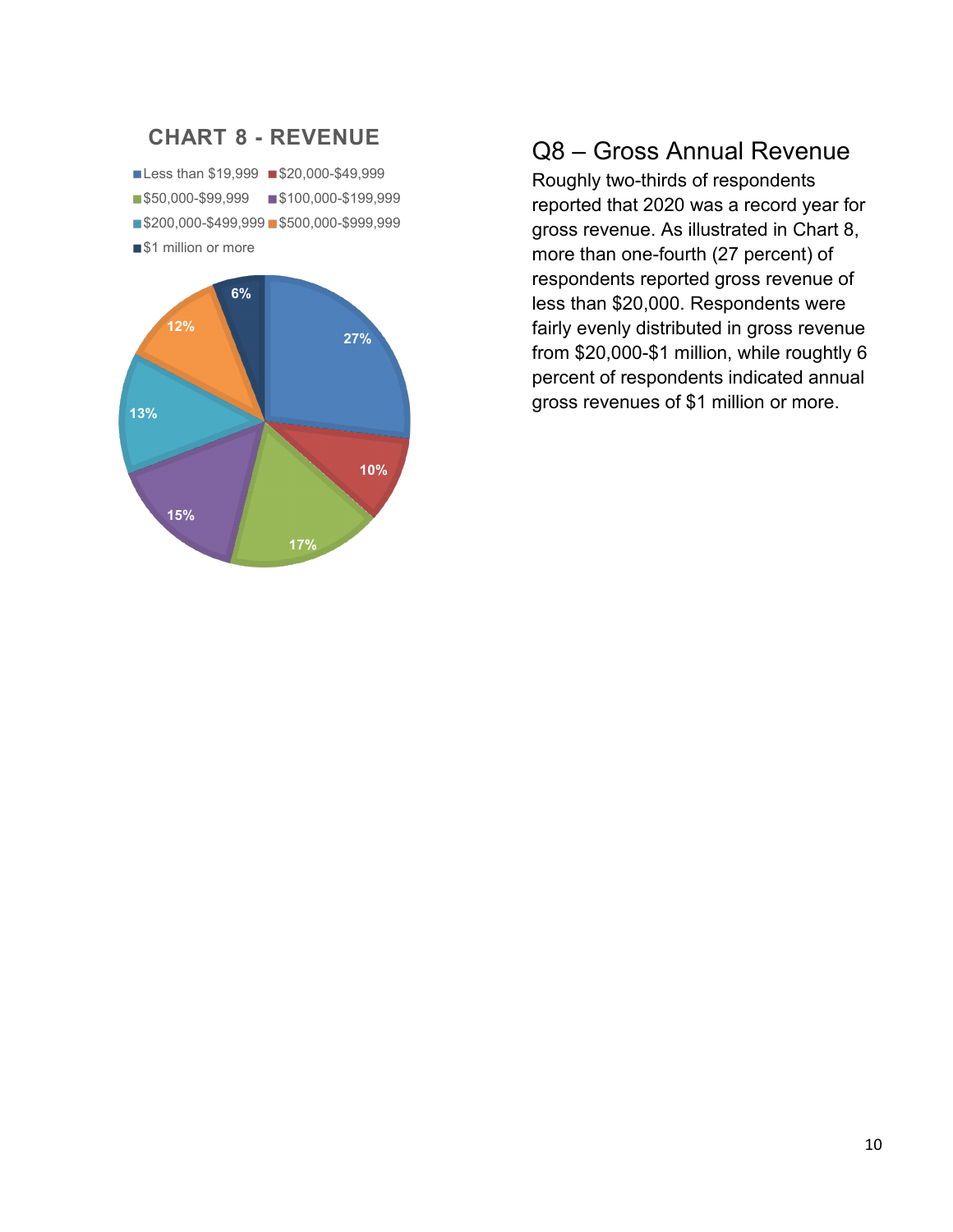## CHART 8 - REVENUE

| Revenue | Percent |
|---|---|
| Less than $19,999 | 27% |
| $20,000-$49,999 | 10% |
| $50,000-$99,999 | 17% |
| $100,000-$199,999 | 15% |
| $200,000-$499,999 | 13% |
| $500,000-$999,999 | 12% |
| $1 million or more | 6% |

## Q8 – Gross Annual Revenue

Roughly two-thirds of respondents reported that 2020 was a record year for gross revenue. As illustrated in Chart 8, more than one-fourth (27 percent) of respondents reported gross revenue of less than $20,000. Respondents were fairly evenly distributed in gross revenue from $20,000-$1 million, while roughly 6 percent of respondents indicated annual gross revenues of $1 million or more.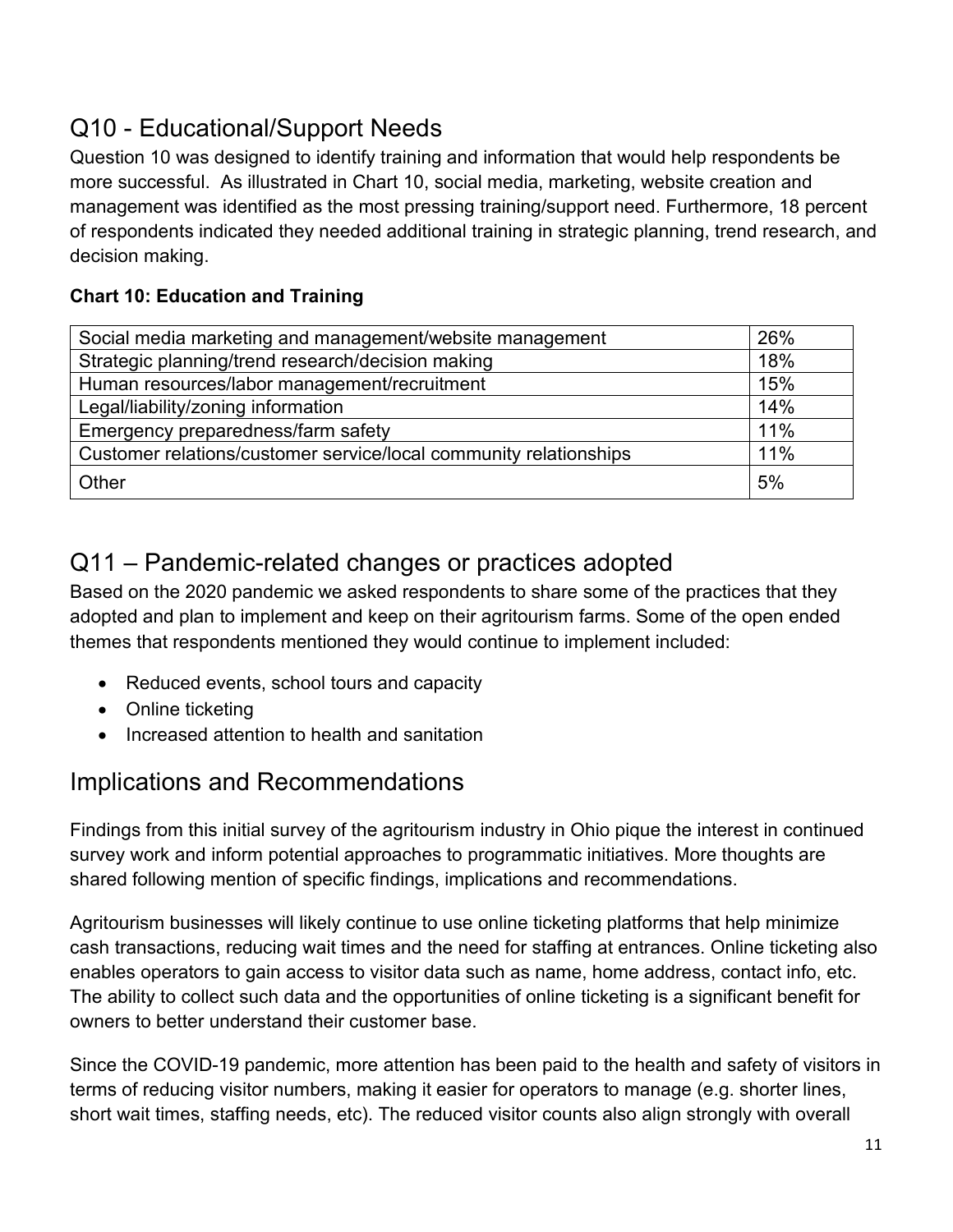## Q10 - Educational/Support Needs

Question 10 was designed to identify training and information that would help respondents be more successful. As illustrated in Chart 10, social media, marketing, website creation and management was identified as the most pressing training/support need. Furthermore, 18 percent of respondents indicated they needed additional training in strategic planning, trend research, and decision making.

**Chart 10: Education and Training**

| | |
|---|---|
| Social media marketing and management/website management | 26% |
| Strategic planning/trend research/decision making | 18% |
| Human resources/labor management/recruitment | 15% |
| Legal/liability/zoning information | 14% |
| Emergency preparedness/farm safety | 11% |
| Customer relations/customer service/local community relationships | 11% |
| Other | 5% |

## Q11 – Pandemic-related changes or practices adopted

Based on the 2020 pandemic we asked respondents to share some of the practices that they adopted and plan to implement and keep on their agritourism farms. Some of the open ended themes that respondents mentioned they would continue to implement included:

- Reduced events, school tours and capacity
- Online ticketing
- Increased attention to health and sanitation

## Implications and Recommendations

Findings from this initial survey of the agritourism industry in Ohio pique the interest in continued survey work and inform potential approaches to programmatic initiatives. More thoughts are shared following mention of specific findings, implications and recommendations.

Agritourism businesses will likely continue to use online ticketing platforms that help minimize cash transactions, reducing wait times and the need for staffing at entrances. Online ticketing also enables operators to gain access to visitor data such as name, home address, contact info, etc. The ability to collect such data and the opportunities of online ticketing is a significant benefit for owners to better understand their customer base.

Since the COVID-19 pandemic, more attention has been paid to the health and safety of visitors in terms of reducing visitor numbers, making it easier for operators to manage (e.g. shorter lines, short wait times, staffing needs, etc). The reduced visitor counts also align strongly with overall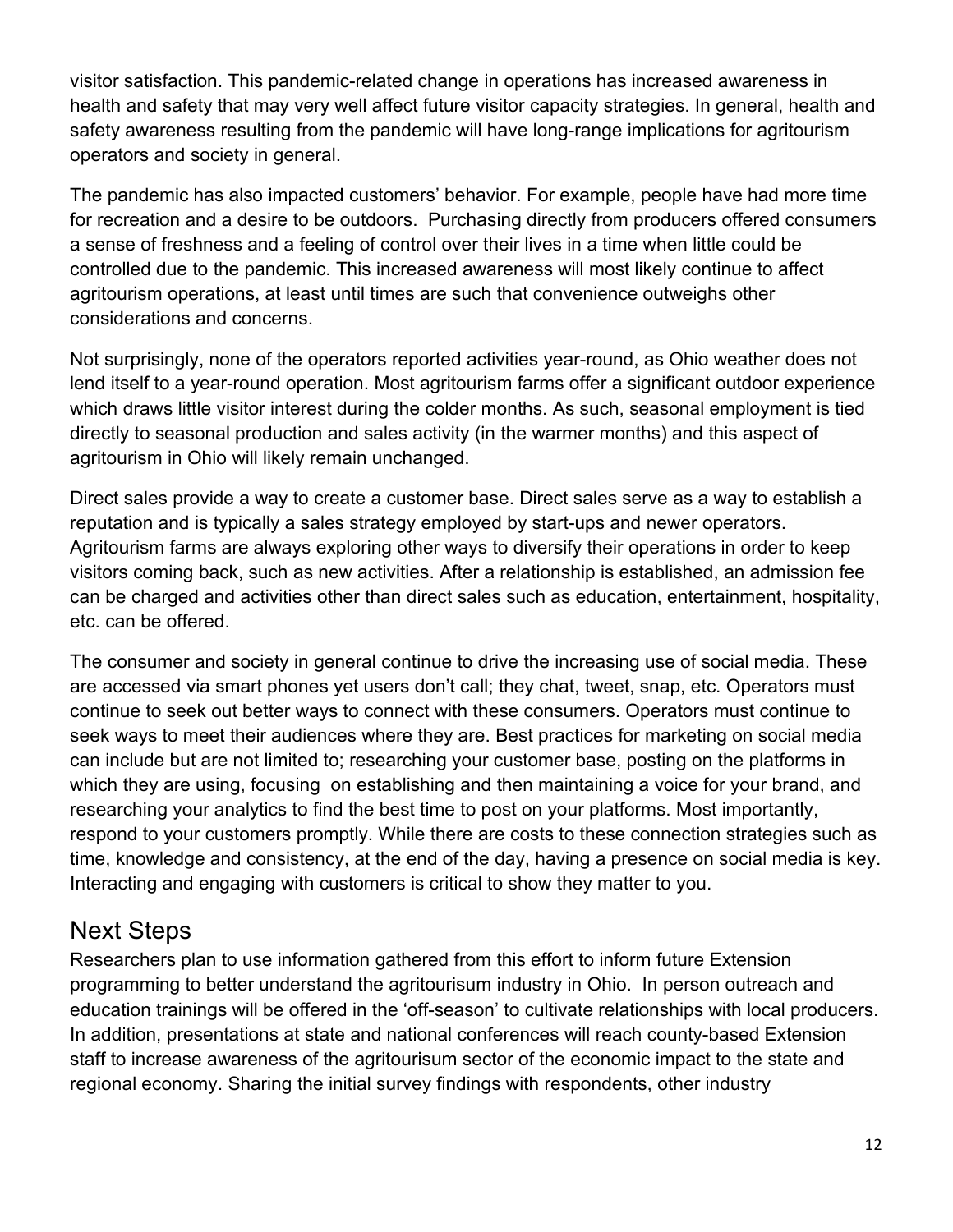visitor satisfaction. This pandemic-related change in operations has increased awareness in health and safety that may very well affect future visitor capacity strategies. In general, health and safety awareness resulting from the pandemic will have long-range implications for agritourism operators and society in general.

The pandemic has also impacted customers' behavior. For example, people have had more time for recreation and a desire to be outdoors. Purchasing directly from producers offered consumers a sense of freshness and a feeling of control over their lives in a time when little could be controlled due to the pandemic. This increased awareness will most likely continue to affect agritourism operations, at least until times are such that convenience outweighs other considerations and concerns.

Not surprisingly, none of the operators reported activities year-round, as Ohio weather does not lend itself to a year-round operation. Most agritourism farms offer a significant outdoor experience which draws little visitor interest during the colder months. As such, seasonal employment is tied directly to seasonal production and sales activity (in the warmer months) and this aspect of agritourism in Ohio will likely remain unchanged.

Direct sales provide a way to create a customer base. Direct sales serve as a way to establish a reputation and is typically a sales strategy employed by start-ups and newer operators. Agritourism farms are always exploring other ways to diversify their operations in order to keep visitors coming back, such as new activities. After a relationship is established, an admission fee can be charged and activities other than direct sales such as education, entertainment, hospitality, etc. can be offered.

The consumer and society in general continue to drive the increasing use of social media. These are accessed via smart phones yet users don't call; they chat, tweet, snap, etc. Operators must continue to seek out better ways to connect with these consumers. Operators must continue to seek ways to meet their audiences where they are. Best practices for marketing on social media can include but are not limited to; researching your customer base, posting on the platforms in which they are using, focusing on establishing and then maintaining a voice for your brand, and researching your analytics to find the best time to post on your platforms. Most importantly, respond to your customers promptly. While there are costs to these connection strategies such as time, knowledge and consistency, at the end of the day, having a presence on social media is key. Interacting and engaging with customers is critical to show they matter to you.

## Next Steps

Researchers plan to use information gathered from this effort to inform future Extension programming to better understand the agritourisum industry in Ohio. In person outreach and education trainings will be offered in the 'off-season' to cultivate relationships with local producers. In addition, presentations at state and national conferences will reach county-based Extension staff to increase awareness of the agritourisum sector of the economic impact to the state and regional economy. Sharing the initial survey findings with respondents, other industry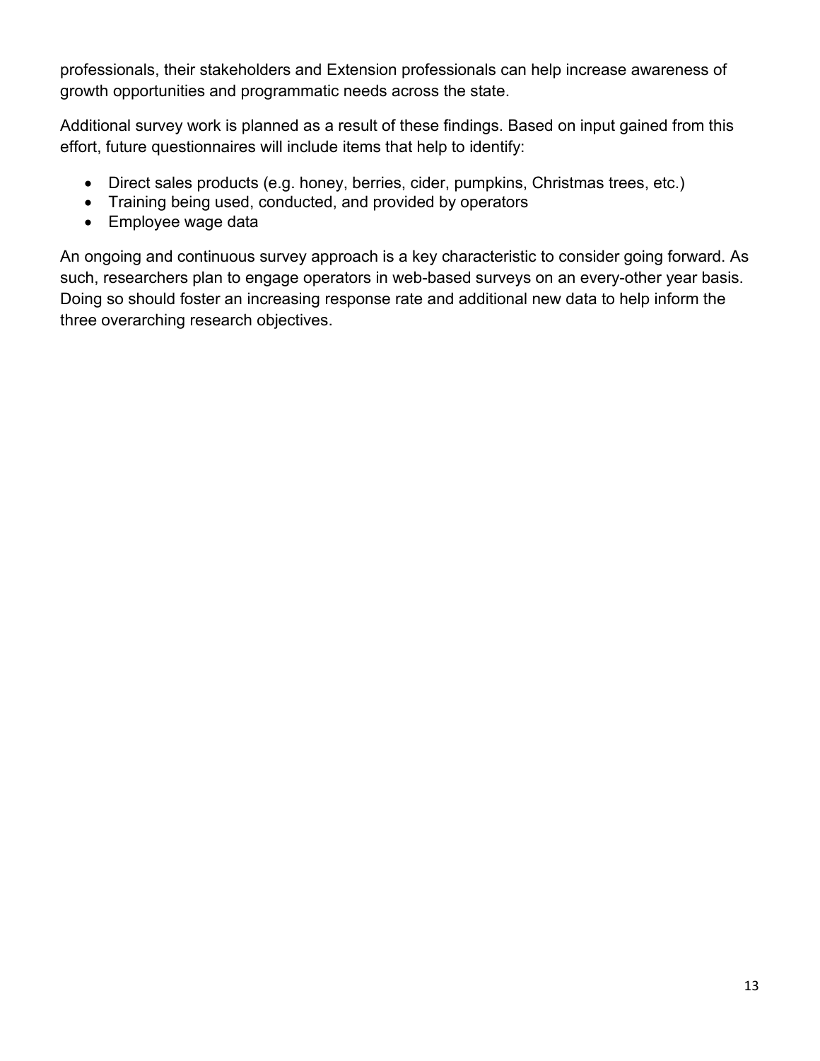professionals, their stakeholders and Extension professionals can help increase awareness of growth opportunities and programmatic needs across the state.

Additional survey work is planned as a result of these findings. Based on input gained from this effort, future questionnaires will include items that help to identify:

- Direct sales products (e.g. honey, berries, cider, pumpkins, Christmas trees, etc.)
- Training being used, conducted, and provided by operators
- Employee wage data

An ongoing and continuous survey approach is a key characteristic to consider going forward. As such, researchers plan to engage operators in web-based surveys on an every-other year basis. Doing so should foster an increasing response rate and additional new data to help inform the three overarching research objectives.